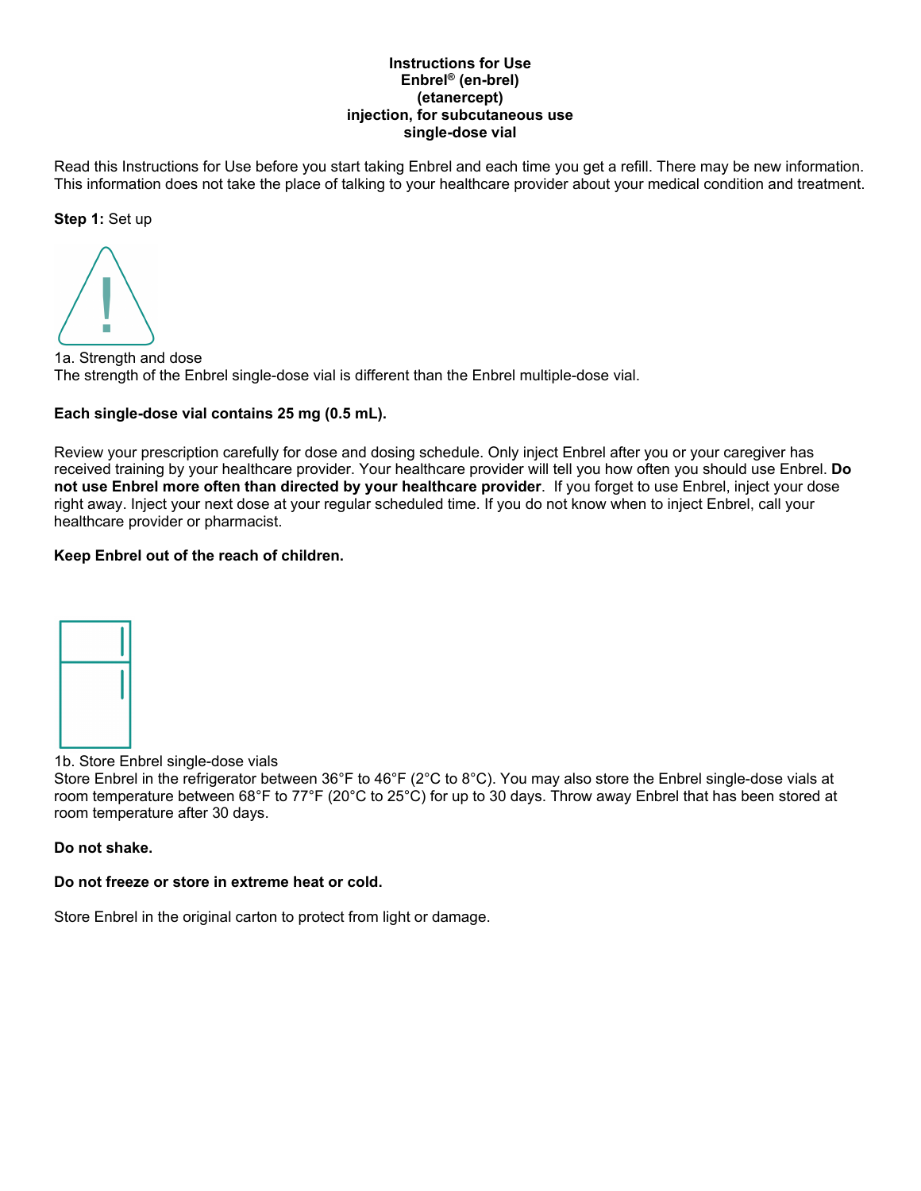**Instructions for Use**
**Enbrel® (en-brel)**
**(etanercept)**
**injection, for subcutaneous use**
**single-dose vial**

Read this Instructions for Use before you start taking Enbrel and each time you get a refill. There may be new information. This information does not take the place of talking to your healthcare provider about your medical condition and treatment.

**Step 1:** Set up

1a. Strength and dose
The strength of the Enbrel single-dose vial is different than the Enbrel multiple-dose vial.

**Each single-dose vial contains 25 mg (0.5 mL).**

Review your prescription carefully for dose and dosing schedule. Only inject Enbrel after you or your caregiver has received training by your healthcare provider. Your healthcare provider will tell you how often you should use Enbrel. **Do not use Enbrel more often than directed by your healthcare provider**. If you forget to use Enbrel, inject your dose right away. Inject your next dose at your regular scheduled time. If you do not know when to inject Enbrel, call your healthcare provider or pharmacist.

**Keep Enbrel out of the reach of children.**

1b. Store Enbrel single-dose vials
Store Enbrel in the refrigerator between 36°F to 46°F (2°C to 8°C). You may also store the Enbrel single-dose vials at room temperature between 68°F to 77°F (20°C to 25°C) for up to 30 days. Throw away Enbrel that has been stored at room temperature after 30 days.

**Do not shake.**

**Do not freeze or store in extreme heat or cold.**

Store Enbrel in the original carton to protect from light or damage.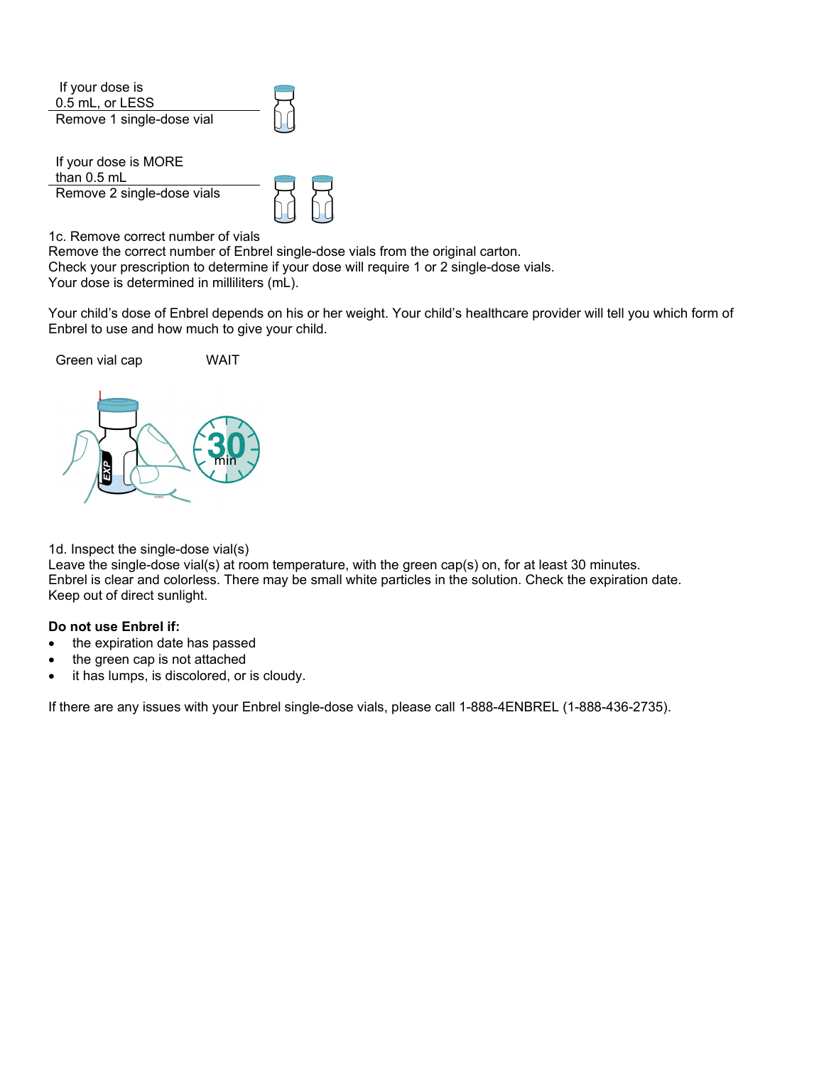If your dose is 0.5 mL, or LESS

Remove 1 single-dose vial

If your dose is MORE than 0.5 mL

Remove 2 single-dose vials

1c. Remove correct number of vials
Remove the correct number of Enbrel single-dose vials from the original carton.
Check your prescription to determine if your dose will require 1 or 2 single-dose vials.
Your dose is determined in milliliters (mL).

Your child's dose of Enbrel depends on his or her weight. Your child's healthcare provider will tell you which form of Enbrel to use and how much to give your child.

Green vial cap WAIT

30 min

1d. Inspect the single-dose vial(s)
Leave the single-dose vial(s) at room temperature, with the green cap(s) on, for at least 30 minutes.
Enbrel is clear and colorless. There may be small white particles in the solution. Check the expiration date.
Keep out of direct sunlight.

**Do not use Enbrel if:**

- the expiration date has passed
- the green cap is not attached
- it has lumps, is discolored, or is cloudy.

If there are any issues with your Enbrel single-dose vials, please call 1-888-4ENBREL (1-888-436-2735).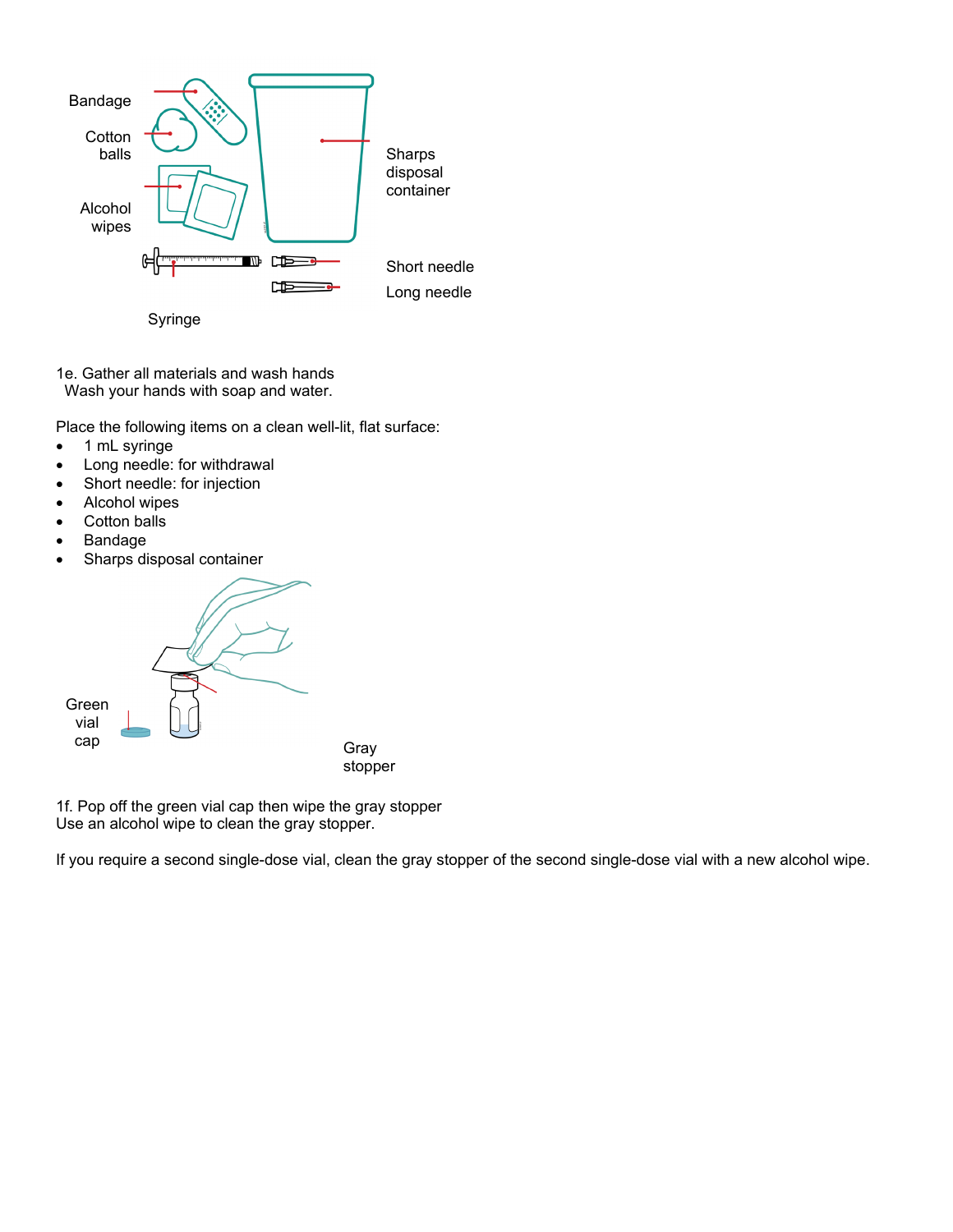Bandage

Cotton balls

Alcohol wipes

Sharps disposal container

Short needle

Long needle

Syringe

1e. Gather all materials and wash hands
Wash your hands with soap and water.

Place the following items on a clean well-lit, flat surface:

- 1 mL syringe
- Long needle: for withdrawal
- Short needle: for injection
- Alcohol wipes
- Cotton balls
- Bandage
- Sharps disposal container

Green vial cap

Gray stopper

1f. Pop off the green vial cap then wipe the gray stopper
Use an alcohol wipe to clean the gray stopper.

If you require a second single-dose vial, clean the gray stopper of the second single-dose vial with a new alcohol wipe.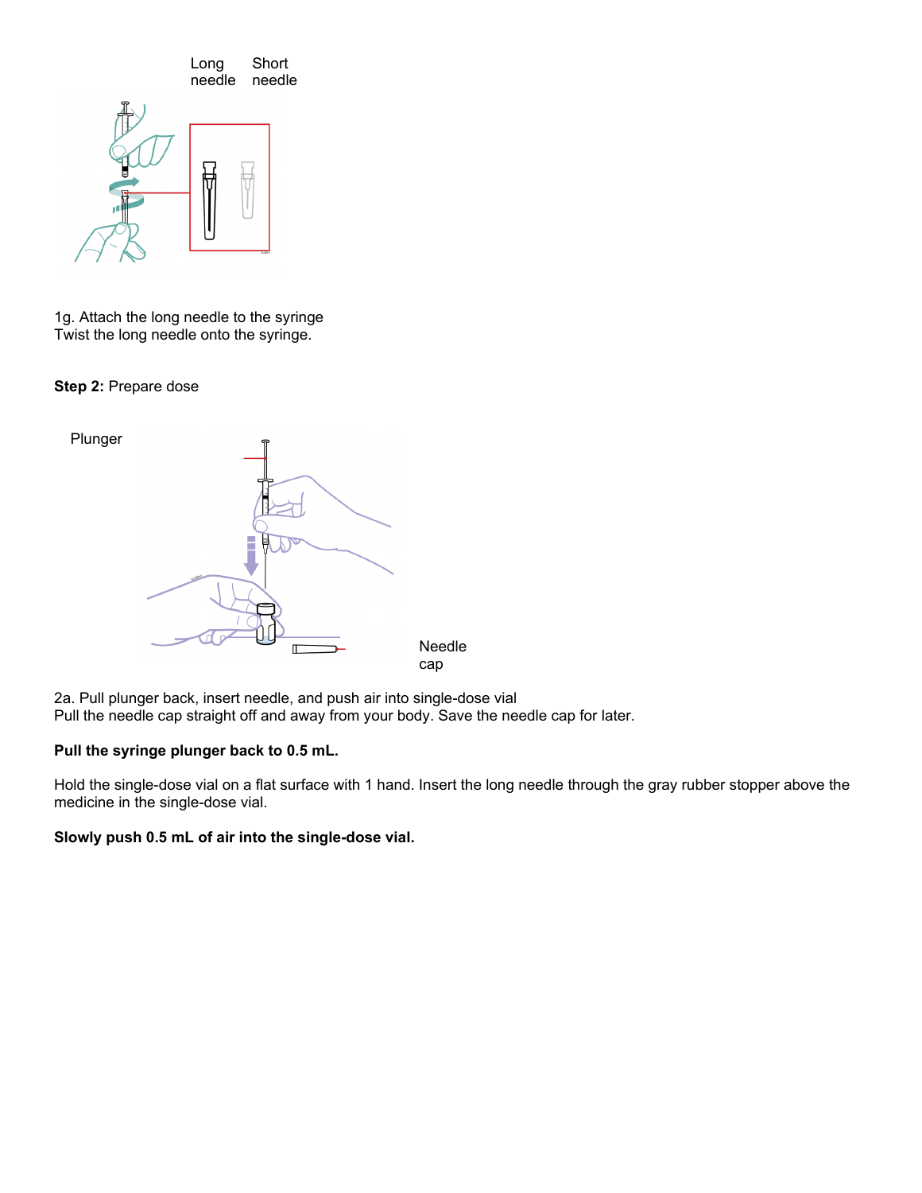Long needle Short needle

1g. Attach the long needle to the syringe
Twist the long needle onto the syringe.

**Step 2:** Prepare dose

Plunger

Needle cap

2a. Pull plunger back, insert needle, and push air into single-dose vial
Pull the needle cap straight off and away from your body. Save the needle cap for later.

**Pull the syringe plunger back to 0.5 mL.**

Hold the single-dose vial on a flat surface with 1 hand. Insert the long needle through the gray rubber stopper above the medicine in the single-dose vial.

**Slowly push 0.5 mL of air into the single-dose vial.**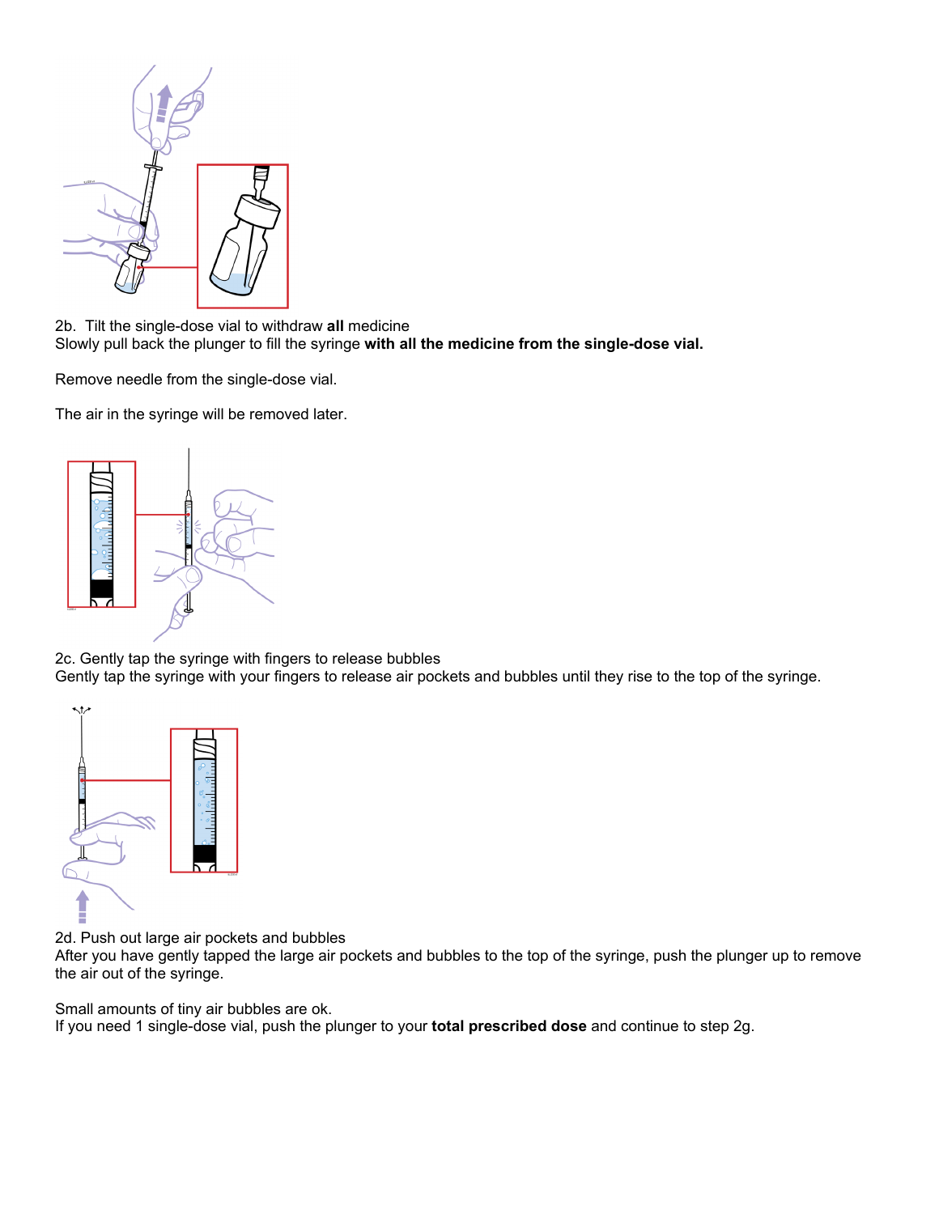2b. Tilt the single-dose vial to withdraw **all** medicine
Slowly pull back the plunger to fill the syringe **with all the medicine from the single-dose vial.**

Remove needle from the single-dose vial.

The air in the syringe will be removed later.

2c. Gently tap the syringe with fingers to release bubbles
Gently tap the syringe with your fingers to release air pockets and bubbles until they rise to the top of the syringe.

2d. Push out large air pockets and bubbles
After you have gently tapped the large air pockets and bubbles to the top of the syringe, push the plunger up to remove the air out of the syringe.

Small amounts of tiny air bubbles are ok.
If you need 1 single-dose vial, push the plunger to your **total prescribed dose** and continue to step 2g.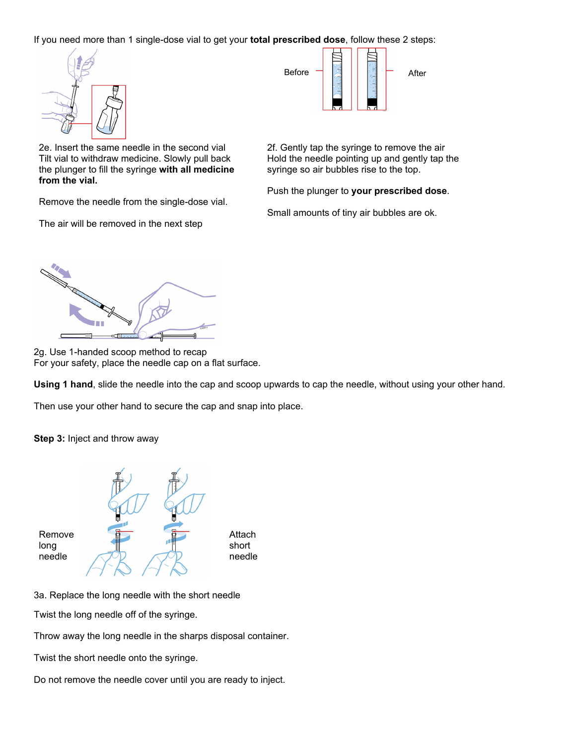If you need more than 1 single-dose vial to get your **total prescribed dose**, follow these 2 steps:

2e. Insert the same needle in the second vial
Tilt vial to withdraw medicine. Slowly pull back the plunger to fill the syringe **with all medicine from the vial.**

Remove the needle from the single-dose vial.

The air will be removed in the next step

Before

After

2f. Gently tap the syringe to remove the air
Hold the needle pointing up and gently tap the syringe so air bubbles rise to the top.

Push the plunger to **your prescribed dose**.

Small amounts of tiny air bubbles are ok.

2g. Use 1-handed scoop method to recap
For your safety, place the needle cap on a flat surface.

**Using 1 hand**, slide the needle into the cap and scoop upwards to cap the needle, without using your other hand.

Then use your other hand to secure the cap and snap into place.

**Step 3:** Inject and throw away

Remove long needle

Attach short needle

3a. Replace the long needle with the short needle

Twist the long needle off of the syringe.

Throw away the long needle in the sharps disposal container.

Twist the short needle onto the syringe.

Do not remove the needle cover until you are ready to inject.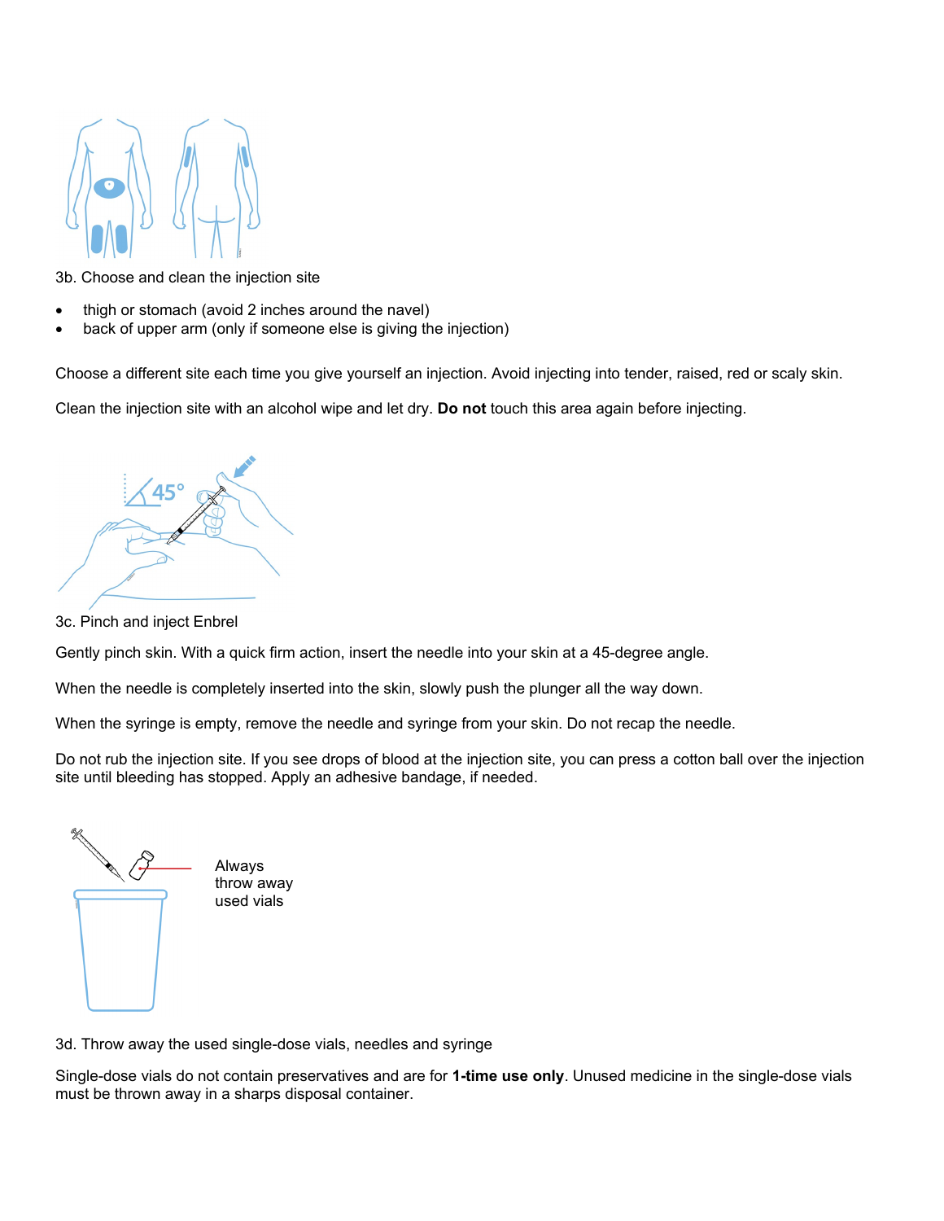3b. Choose and clean the injection site

- thigh or stomach (avoid 2 inches around the navel)
- back of upper arm (only if someone else is giving the injection)

Choose a different site each time you give yourself an injection. Avoid injecting into tender, raised, red or scaly skin.

Clean the injection site with an alcohol wipe and let dry. **Do not** touch this area again before injecting.

3c. Pinch and inject Enbrel

Gently pinch skin. With a quick firm action, insert the needle into your skin at a 45-degree angle.

When the needle is completely inserted into the skin, slowly push the plunger all the way down.

When the syringe is empty, remove the needle and syringe from your skin. Do not recap the needle.

Do not rub the injection site. If you see drops of blood at the injection site, you can press a cotton ball over the injection site until bleeding has stopped. Apply an adhesive bandage, if needed.

Always throw away used vials

3d. Throw away the used single-dose vials, needles and syringe

Single-dose vials do not contain preservatives and are for **1-time use only**. Unused medicine in the single-dose vials must be thrown away in a sharps disposal container.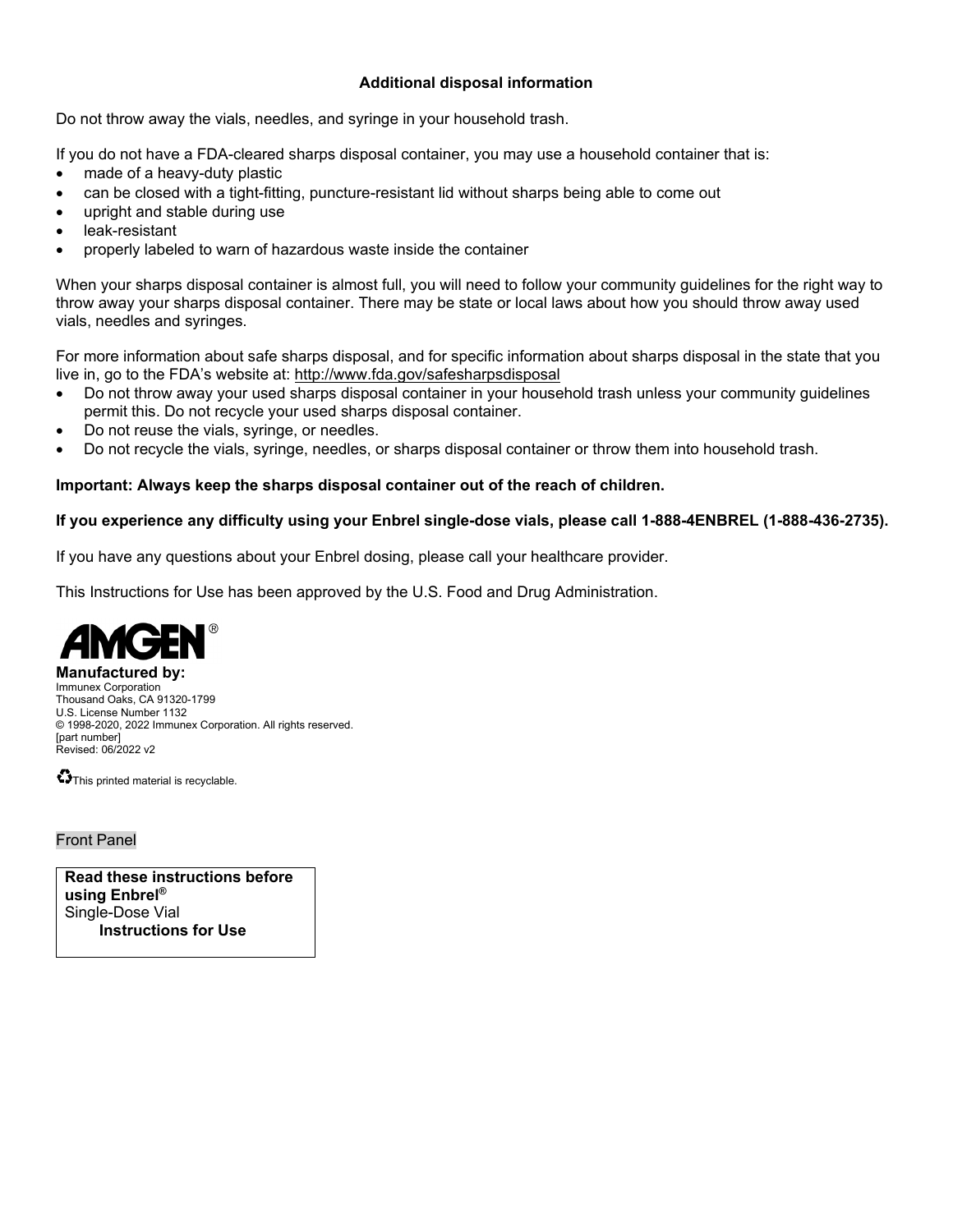**Additional disposal information**

Do not throw away the vials, needles, and syringe in your household trash.

If you do not have a FDA-cleared sharps disposal container, you may use a household container that is:

- made of a heavy-duty plastic
- can be closed with a tight-fitting, puncture-resistant lid without sharps being able to come out
- upright and stable during use
- leak-resistant
- properly labeled to warn of hazardous waste inside the container

When your sharps disposal container is almost full, you will need to follow your community guidelines for the right way to throw away your sharps disposal container. There may be state or local laws about how you should throw away used vials, needles and syringes.

For more information about safe sharps disposal, and for specific information about sharps disposal in the state that you live in, go to the FDA's website at: http://www.fda.gov/safesharpsdisposal

- Do not throw away your used sharps disposal container in your household trash unless your community guidelines permit this. Do not recycle your used sharps disposal container.
- Do not reuse the vials, syringe, or needles.
- Do not recycle the vials, syringe, needles, or sharps disposal container or throw them into household trash.

**Important: Always keep the sharps disposal container out of the reach of children.**

**If you experience any difficulty using your Enbrel single-dose vials, please call 1-888-4ENBREL (1-888-436-2735).**

If you have any questions about your Enbrel dosing, please call your healthcare provider.

This Instructions for Use has been approved by the U.S. Food and Drug Administration.

AMGEN®

**Manufactured by:**
Immunex Corporation
Thousand Oaks, CA 91320-1799
U.S. License Number 1132
© 1998-2020, 2022 Immunex Corporation. All rights reserved.
[part number]
Revised: 06/2022 v2

♲This printed material is recyclable.

Front Panel

**Read these instructions before using Enbrel®**
Single-Dose Vial
**Instructions for Use**